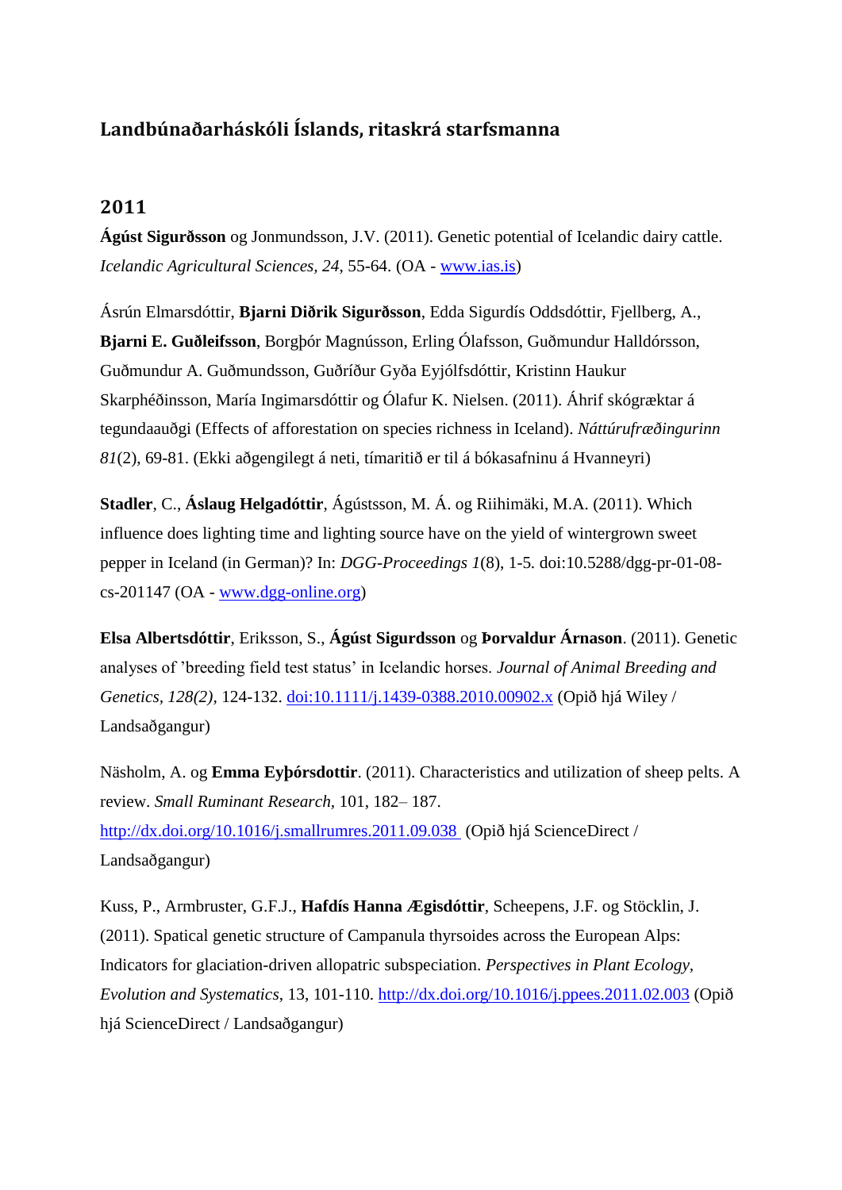## Landbúnaðarháskóli Íslands, ritaskrá starfsmanna

### 2011

**Ágúst Sigurðsson** og Jonmundsson, J.V. (2011). Genetic potential of Icelandic dairy cattle. *Icelandic Agricultural Sciences, 24*, 55-64. (OA - [www.ias.is](www.ias.is))

Ásrún Elmarsdóttir, **Bjarni Diðrik Sigurðsson**, Edda Sigurdís Oddsdóttir, Fjellberg, A., **Bjarni E. Guðleifsson**, Borgþór Magnússon, Erling Ólafsson, Guðmundur Halldórsson, Guðmundur A. Guðmundsson, Guðríður Gyða Eyjólfsdóttir, Kristinn Haukur Skarphéðinsson, María Ingimarsdóttir og Ólafur K. Nielsen. (2011). Áhrif skógræktar á tegundaauðgi (Effects of afforestation on species richness in Iceland). *Náttúrufræðingurinn 81*(2), 69-81. (Ekki aðgengilegt á neti, tímaritið er til á bókasafninu á Hvanneyri)

**Stadler**, C., **Áslaug Helgadóttir**, Ágústsson, M. Á. og Riihimäki, M.A. (2011). Which influence does lighting time and lighting source have on the yield of wintergrown sweet pepper in Iceland (in German)? In: *DGG-Proceedings 1*(8), 1-5. doi:10.5288/dgg-pr-01-08-cs-201147 (OA - [www.dgg-online.org](www.dgg-online.org))

**Elsa Albertsdóttir**, Eriksson, S., **Ágúst Sigurdsson** og **Þorvaldur Árnason**. (2011). Genetic analyses of 'breeding field test status' in Icelandic horses. *Journal of Animal Breeding and Genetics, 128(2)*, 124-132. [doi:10.1111/j.1439-0388.2010.00902.x](doi:10.1111/j.1439-0388.2010.00902.x) (Opið hjá Wiley / Landsaðgangur)

Näsholm, A. og **Emma Eyþórsdottir**. (2011). Characteristics and utilization of sheep pelts. A review. *Small Ruminant Research*, 101, 182– 187. [http://dx.doi.org/10.1016/j.smallrumres.2011.09.038](http://dx.doi.org/10.1016/j.smallrumres.2011.09.038) (Opið hjá ScienceDirect / Landsaðgangur)

Kuss, P., Armbruster, G.F.J., **Hafdís Hanna Ægisdóttir**, Scheepens, J.F. og Stöcklin, J. (2011). Spatial genetic structure of Campanula thyrsoides across the European Alps: Indicators for glaciation-driven allopatric subspeciation. *Perspectives in Plant Ecology, Evolution and Systematics*, 13, 101-110. [http://dx.doi.org/10.1016/j.ppees.2011.02.003](http://dx.doi.org/10.1016/j.ppees.2011.02.003) (Opið hjá ScienceDirect / Landsaðgangur)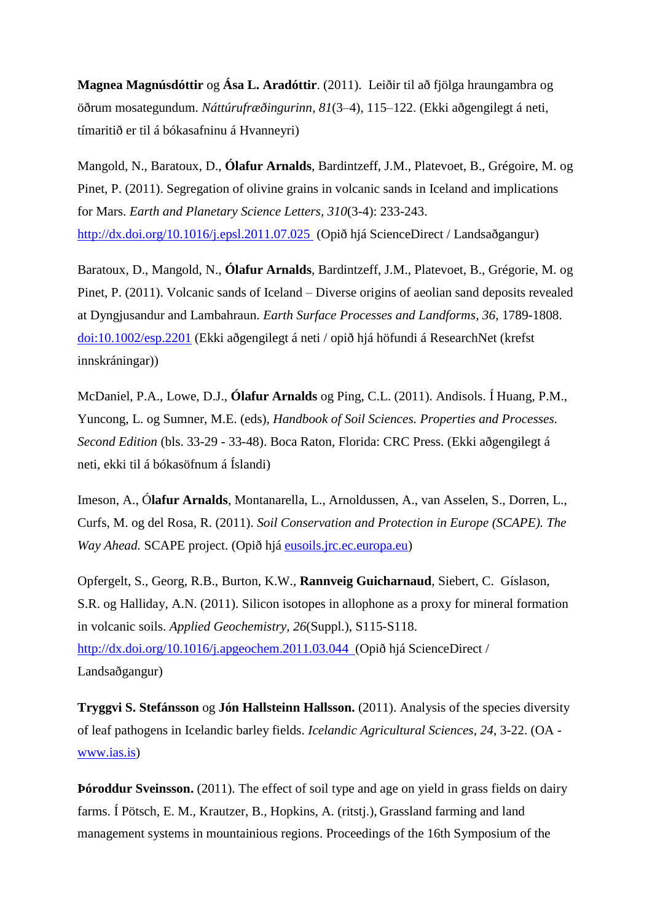**Magnea Magnúsdóttir** og **Ása L. Aradóttir**. (2011). Leiðir til að fjölga hraungambra og öðrum mosategundum. *Náttúrufræðingurinn, 81*(3–4), 115–122. (Ekki aðgengilegt á neti, tímaritið er til á bókasafninu á Hvanneyri)

Mangold, N., Baratoux, D., **Ólafur Arnalds**, Bardintzeff, J.M., Platevoet, B., Grégoire, M. og Pinet, P. (2011). Segregation of olivine grains in volcanic sands in Iceland and implications for Mars. *Earth and Planetary Science Letters, 310*(3-4): 233-243. [http://dx.doi.org/10.1016/j.epsl.2011.07.025](http://dx.doi.org/10.1016/j.epsl.2011.07.025) (Opið hjá ScienceDirect / Landsaðgangur)

Baratoux, D., Mangold, N., **Ólafur Arnalds**, Bardintzeff, J.M., Platevoet, B., Grégorie, M. og Pinet, P. (2011). Volcanic sands of Iceland – Diverse origins of aeolian sand deposits revealed at Dyngjusandur and Lambahraun. *Earth Surface Processes and Landforms, 36*, 1789-1808. [doi:10.1002/esp.2201](doi:10.1002/esp.2201) (Ekki aðgengilegt á neti / opið hjá höfundi á ResearchNet (krefst innskráningar))

McDaniel, P.A., Lowe, D.J., **Ólafur Arnalds** og Ping, C.L. (2011). Andisols. Í Huang, P.M., Yuncong, L. og Sumner, M.E. (eds), *Handbook of Soil Sciences. Properties and Processes. Second Edition* (bls. 33-29 - 33-48). Boca Raton, Florida: CRC Press. (Ekki aðgengilegt á neti, ekki til á bókasöfnum á Íslandi)

Imeson, A., Ó**lafur Arnalds**, Montanarella, L., Arnoldussen, A., van Asselen, S., Dorren, L., Curfs, M. og del Rosa, R. (2011). *Soil Conservation and Protection in Europe (SCAPE). The Way Ahead.* SCAPE project. (Opið hjá [eusoils.jrc.ec.europa.eu](eusoils.jrc.ec.europa.eu))

Opfergelt, S., Georg, R.B., Burton, K.W., **Rannveig Guicharnaud**, Siebert, C. Gíslason, S.R. og Halliday, A.N. (2011). Silicon isotopes in allophone as a proxy for mineral formation in volcanic soils. *Applied Geochemistry, 26*(Suppl.), S115-S118. [http://dx.doi.org/10.1016/j.apgeochem.2011.03.044](http://dx.doi.org/10.1016/j.apgeochem.2011.03.044) (Opið hjá ScienceDirect / Landsaðgangur)

**Tryggvi S. Stefánsson** og **Jón Hallsteinn Hallsson.** (2011). Analysis of the species diversity of leaf pathogens in Icelandic barley fields. *Icelandic Agricultural Sciences, 24,* 3-22. (OA - [www.ias.is](www.ias.is))

**Þóroddur Sveinsson.** (2011). The effect of soil type and age on yield in grass fields on dairy farms. Í Pötsch, E. M., Krautzer, B., Hopkins, A. (ritstj.), Grassland farming and land management systems in mountainious regions. Proceedings of the 16th Symposium of the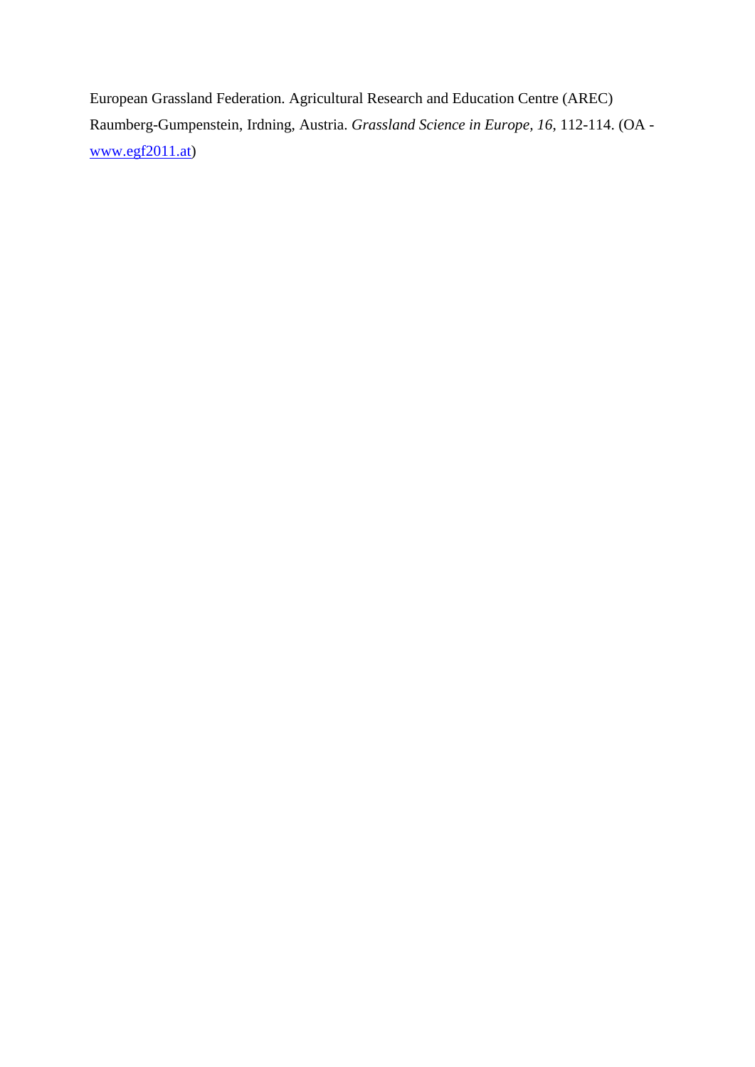European Grassland Federation. Agricultural Research and Education Centre (AREC) Raumberg-Gumpenstein, Irdning, Austria. *Grassland Science in Europe*, *16*, 112-114. (OA - www.egf2011.at)